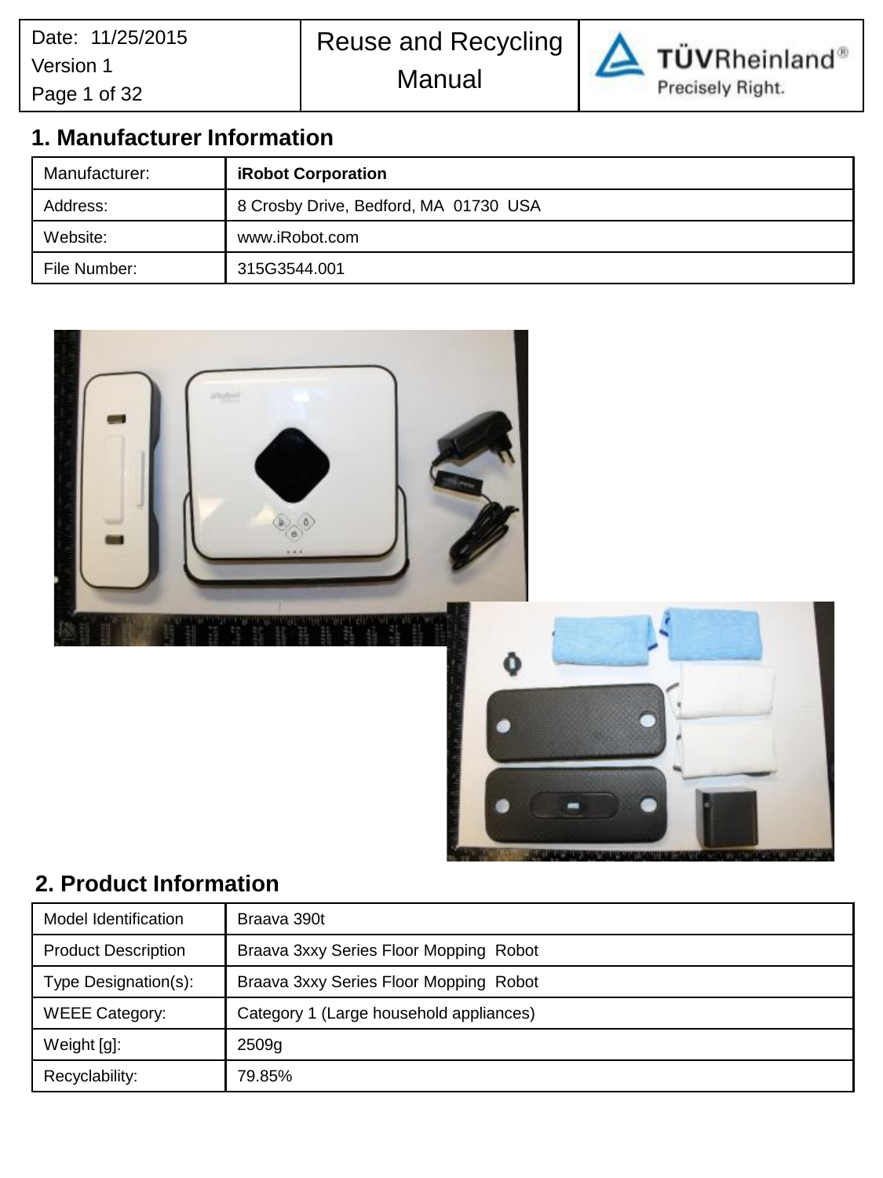# 1. Manufacturer Information

| Manufacturer: | **iRobot Corporation** |
| --- | --- |
| Address: | 8 Crosby Drive, Bedford, MA 01730 USA |
| Website: | www.iRobot.com |
| File Number: | 315G3544.001 |

# 2. Product Information

| Model Identification | Braava 390t |
| --- | --- |
| Product Description | Braava 3xxy Series Floor Mopping Robot |
| Type Designation(s): | Braava 3xxy Series Floor Mopping Robot |
| WEEE Category: | Category 1 (Large household appliances) |
| Weight [g]: | 2509g |
| Recyclability: | 79.85% |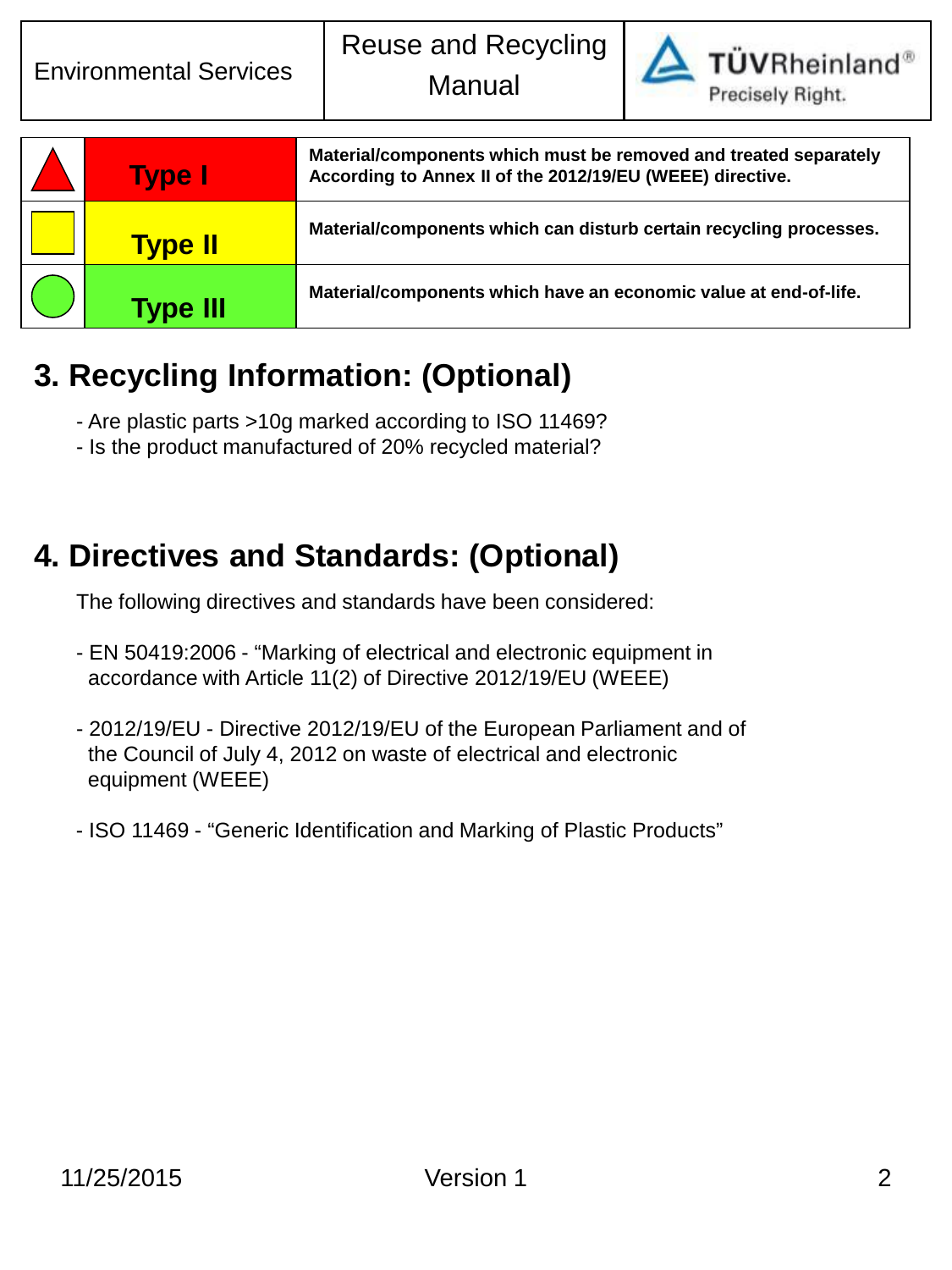| | Type | Description |
|---|---|---|
| ▲ | **Type I** | **Material/components which must be removed and treated separately According to Annex II of the 2012/19/EU (WEEE) directive.** |
| ■ | **Type II** | **Material/components which can disturb certain recycling processes.** |
| ● | **Type III** | **Material/components which have an economic value at end-of-life.** |

## 3. Recycling Information: (Optional)

- Are plastic parts >10g marked according to ISO 11469?
- Is the product manufactured of 20% recycled material?

## 4. Directives and Standards: (Optional)

The following directives and standards have been considered:

- EN 50419:2006 - "Marking of electrical and electronic equipment in accordance with Article 11(2) of Directive 2012/19/EU (WEEE)

- 2012/19/EU - Directive 2012/19/EU of the European Parliament and of the Council of July 4, 2012 on waste of electrical and electronic equipment (WEEE)

- ISO 11469 - "Generic Identification and Marking of Plastic Products"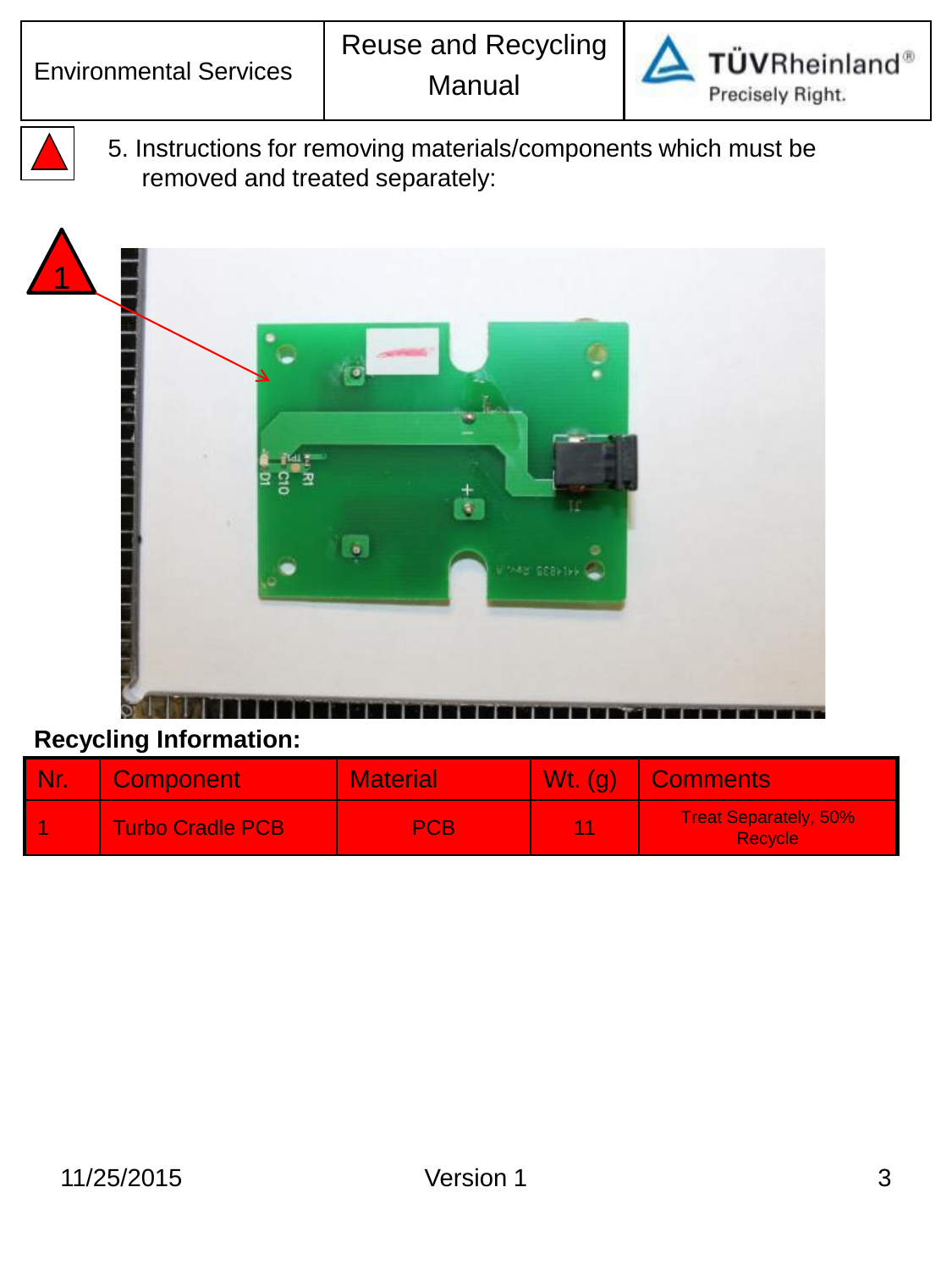5. Instructions for removing materials/components which must be removed and treated separately:

**Recycling Information:**

| Nr. | Component | Material | Wt. (g) | Comments |
|---|---|---|---|---|
| 1 | Turbo Cradle PCB | PCB | 11 | Treat Separately, 50% Recycle |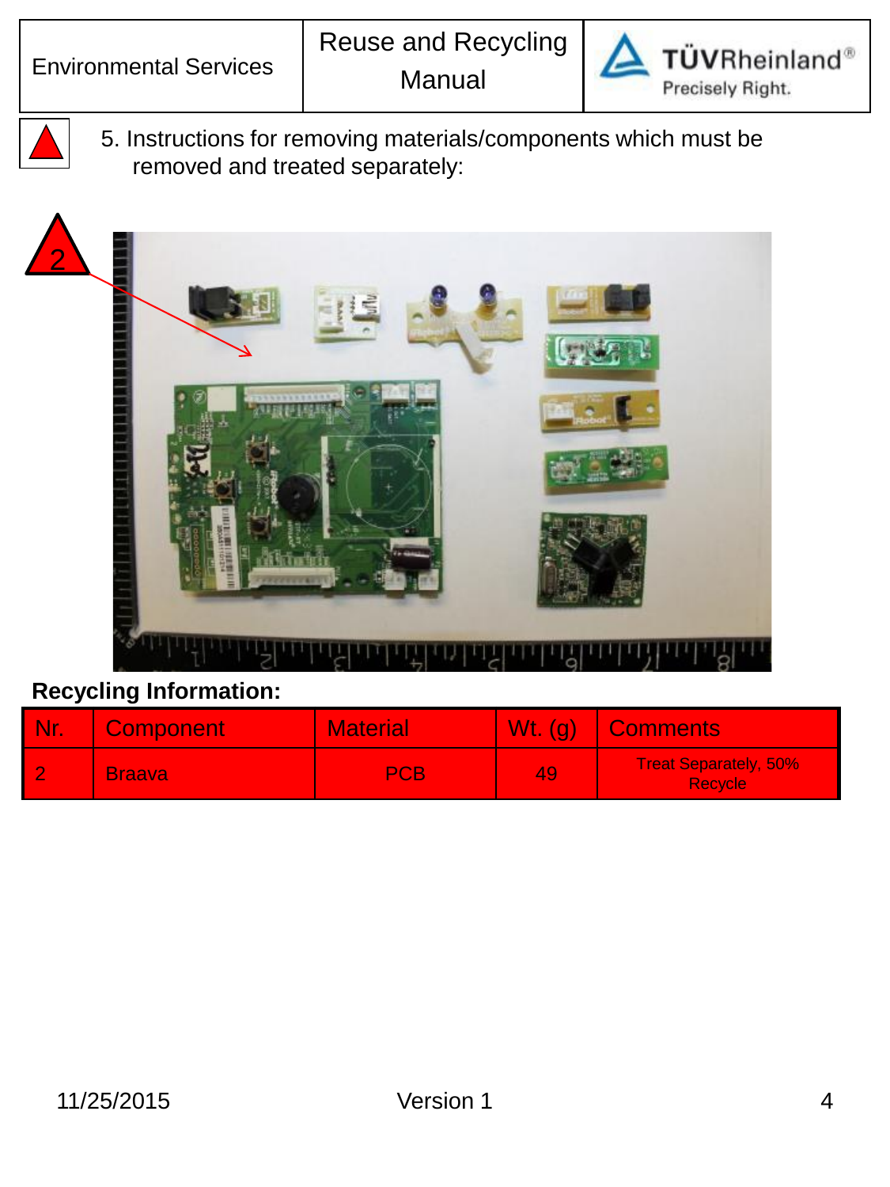5. Instructions for removing materials/components which must be removed and treated separately:

2

**Recycling Information:**

| Nr. | Component | Material | Wt. (g) | Comments |
|---|---|---|---|---|
| 2 | Braava | PCB | 49 | Treat Separately, 50% Recycle |

11/25/2015 Version 1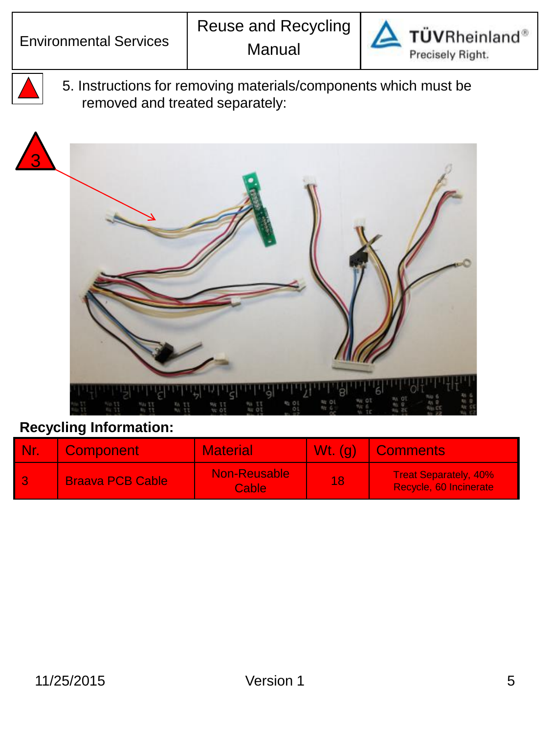5. Instructions for removing materials/components which must be removed and treated separately:

**Recycling Information:**

| Nr. | Component | Material | Wt. (g) | Comments |
|---|---|---|---|---|
| 3 | Braava PCB Cable | Non-Reusable Cable | 18 | Treat Separately, 40% Recycle, 60 Incinerate |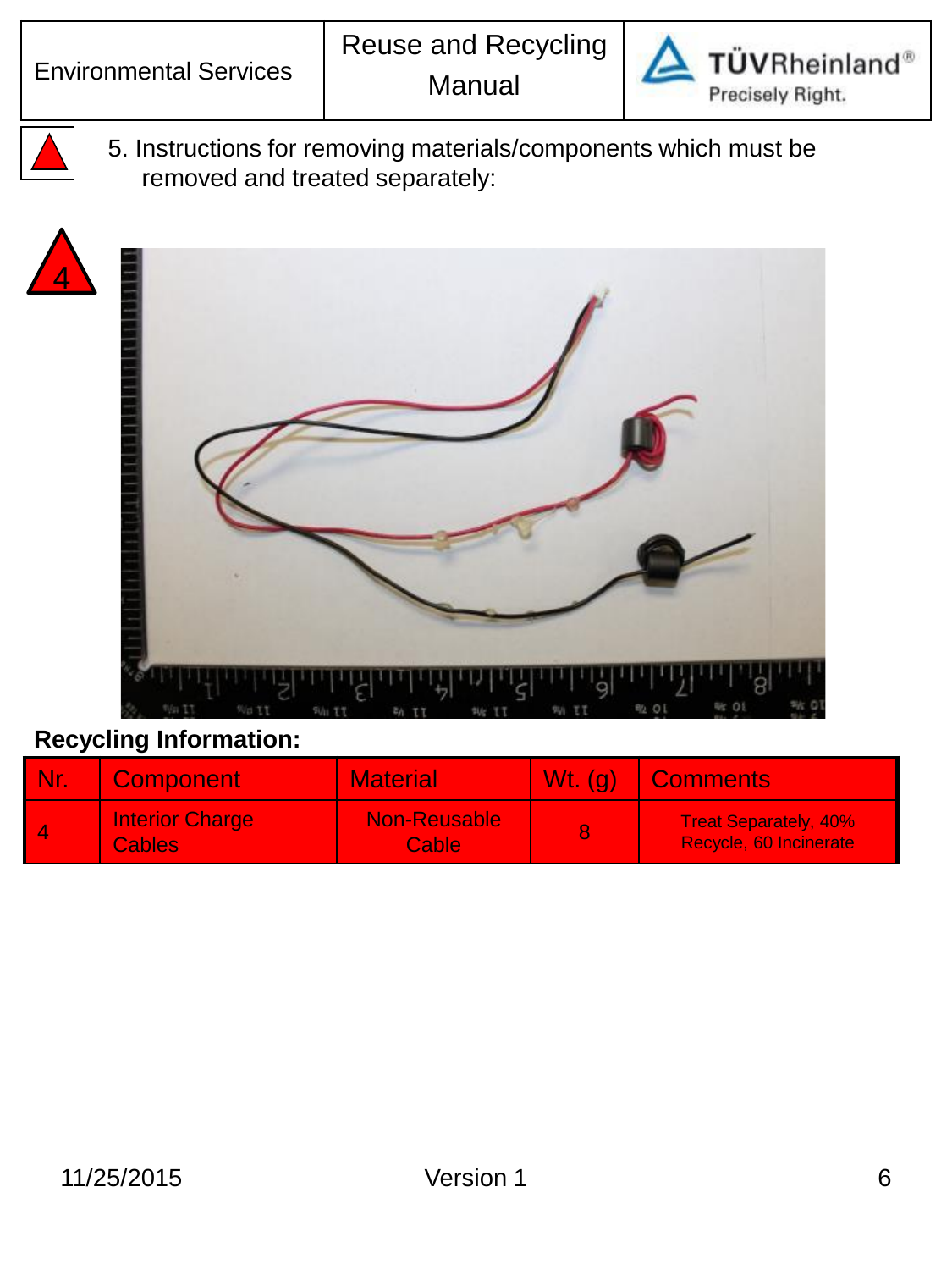5. Instructions for removing materials/components which must be removed and treated separately:

4

**Recycling Information:**

| Nr. | Component | Material | Wt. (g) | Comments |
|---|---|---|---|---|
| 4 | Interior Charge Cables | Non-Reusable Cable | 8 | Treat Separately, 40% Recycle, 60 Incinerate |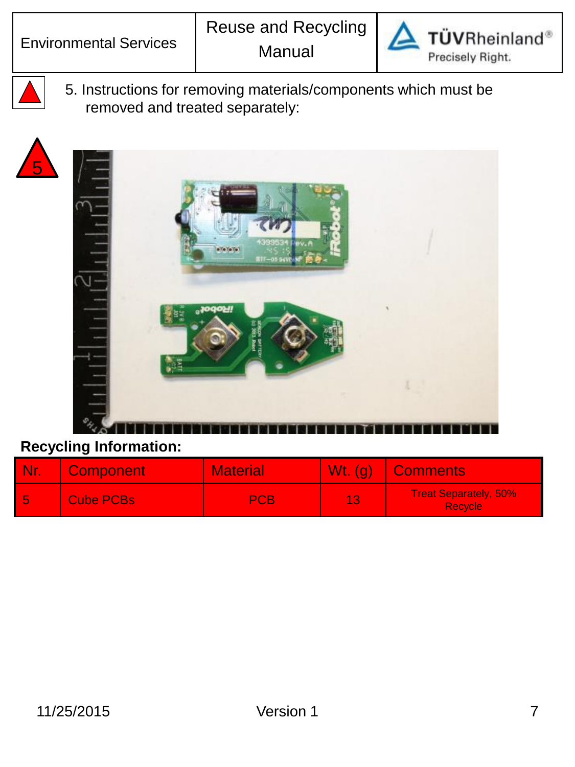5. Instructions for removing materials/components which must be removed and treated separately:

5

**Recycling Information:**

| Nr. | Component | Material | Wt. (g) | Comments |
|---|---|---|---|---|
| 5 | Cube PCBs | PCB | 13 | Treat Separately, 50% Recycle |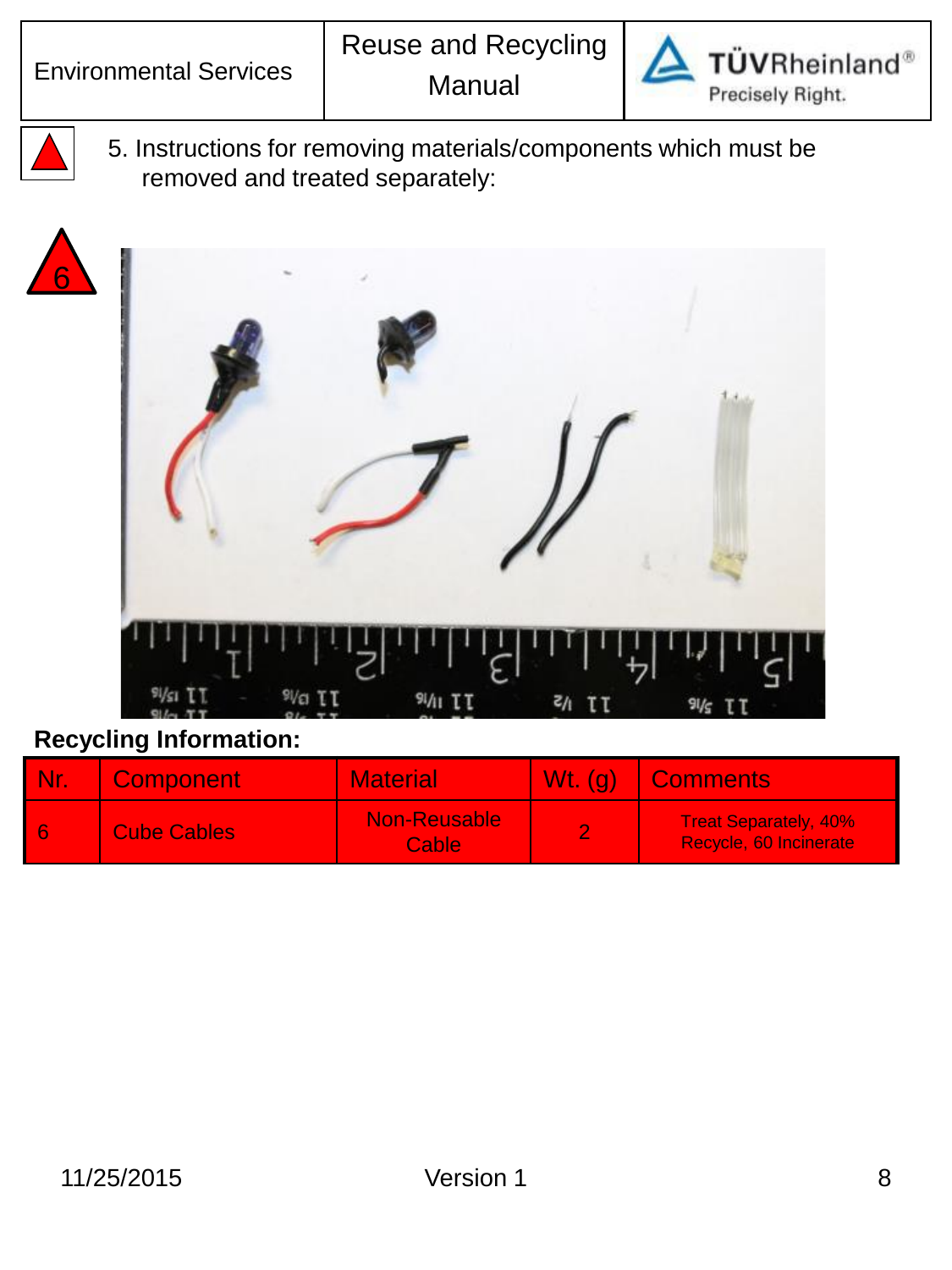5. Instructions for removing materials/components which must be removed and treated separately:

6

**Recycling Information:**

| Nr. | Component | Material | Wt. (g) | Comments |
|---|---|---|---|---|
| 6 | Cube Cables | Non-Reusable Cable | 2 | Treat Separately, 40% Recycle, 60 Incinerate |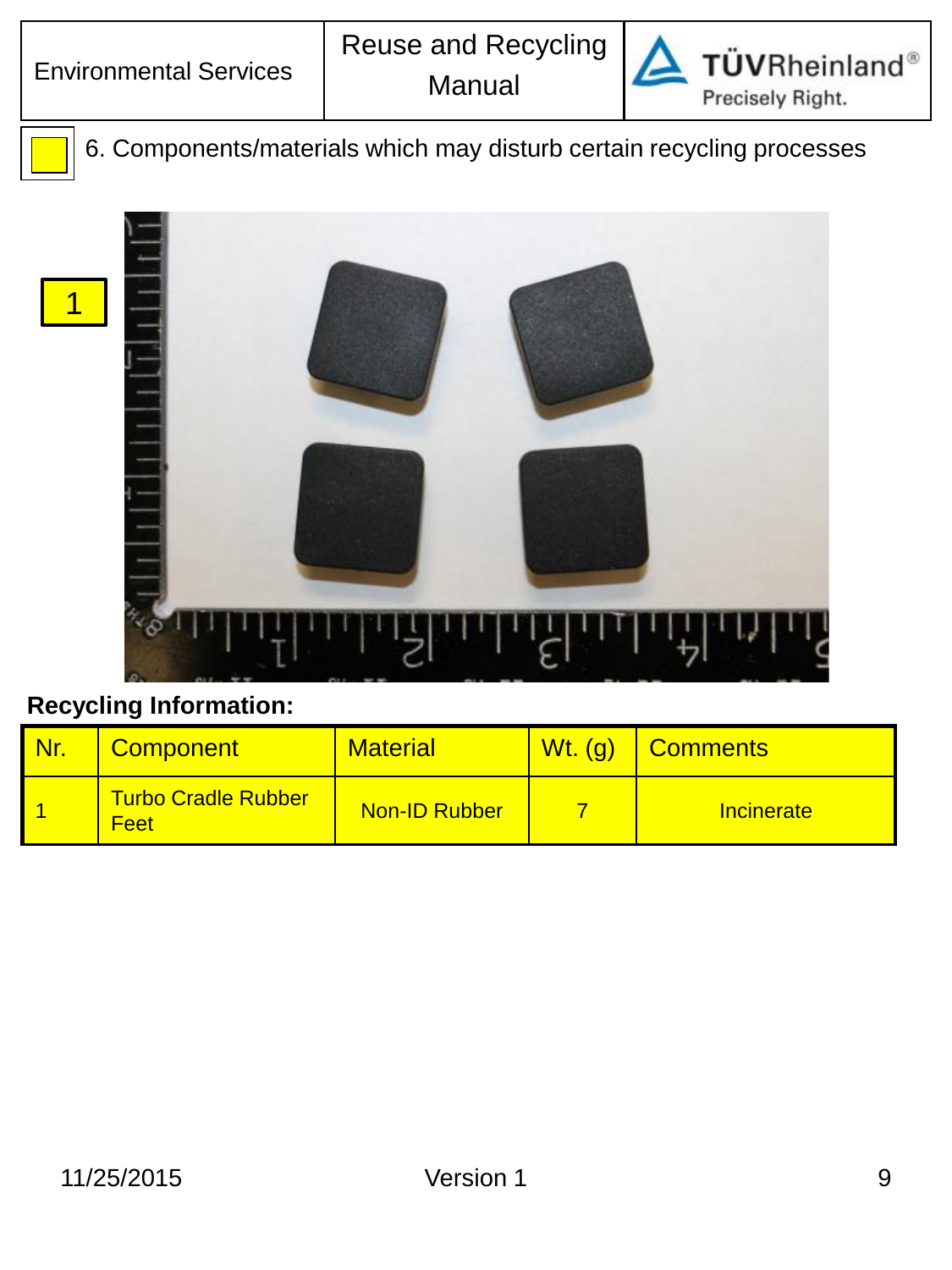6. Components/materials which may disturb certain recycling processes

1

**Recycling Information:**

| Nr. | Component | Material | Wt. (g) | Comments |
|---|---|---|---|---|
| 1 | Turbo Cradle Rubber Feet | Non-ID Rubber | 7 | Incinerate |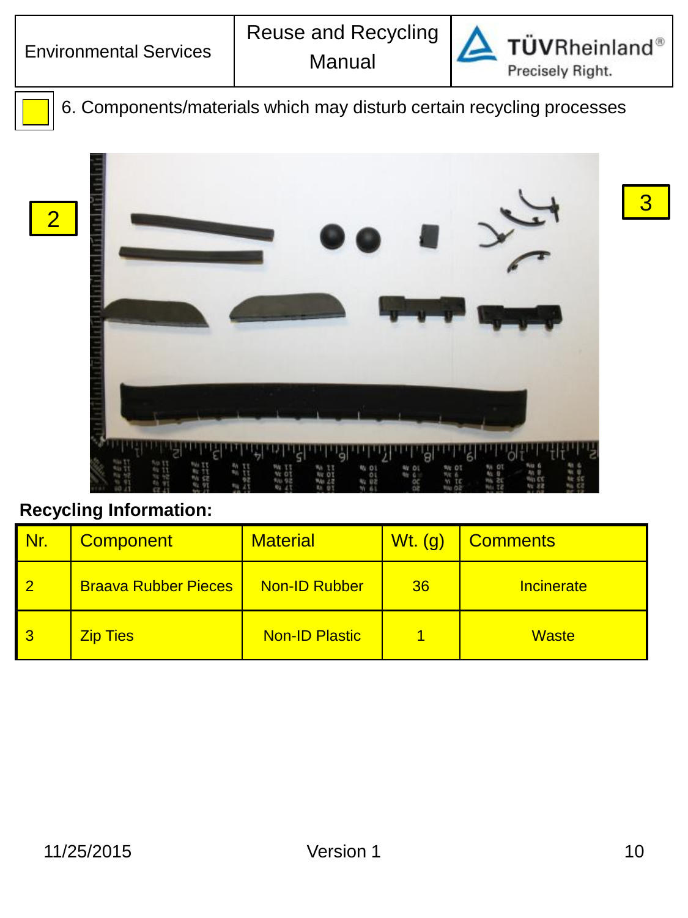## 6. Components/materials which may disturb certain recycling processes

**Recycling Information:**

| Nr. | Component | Material | Wt. (g) | Comments |
|---|---|---|---|---|
| 2 | Braava Rubber Pieces | Non-ID Rubber | 36 | Incinerate |
| 3 | Zip Ties | Non-ID Plastic | 1 | Waste |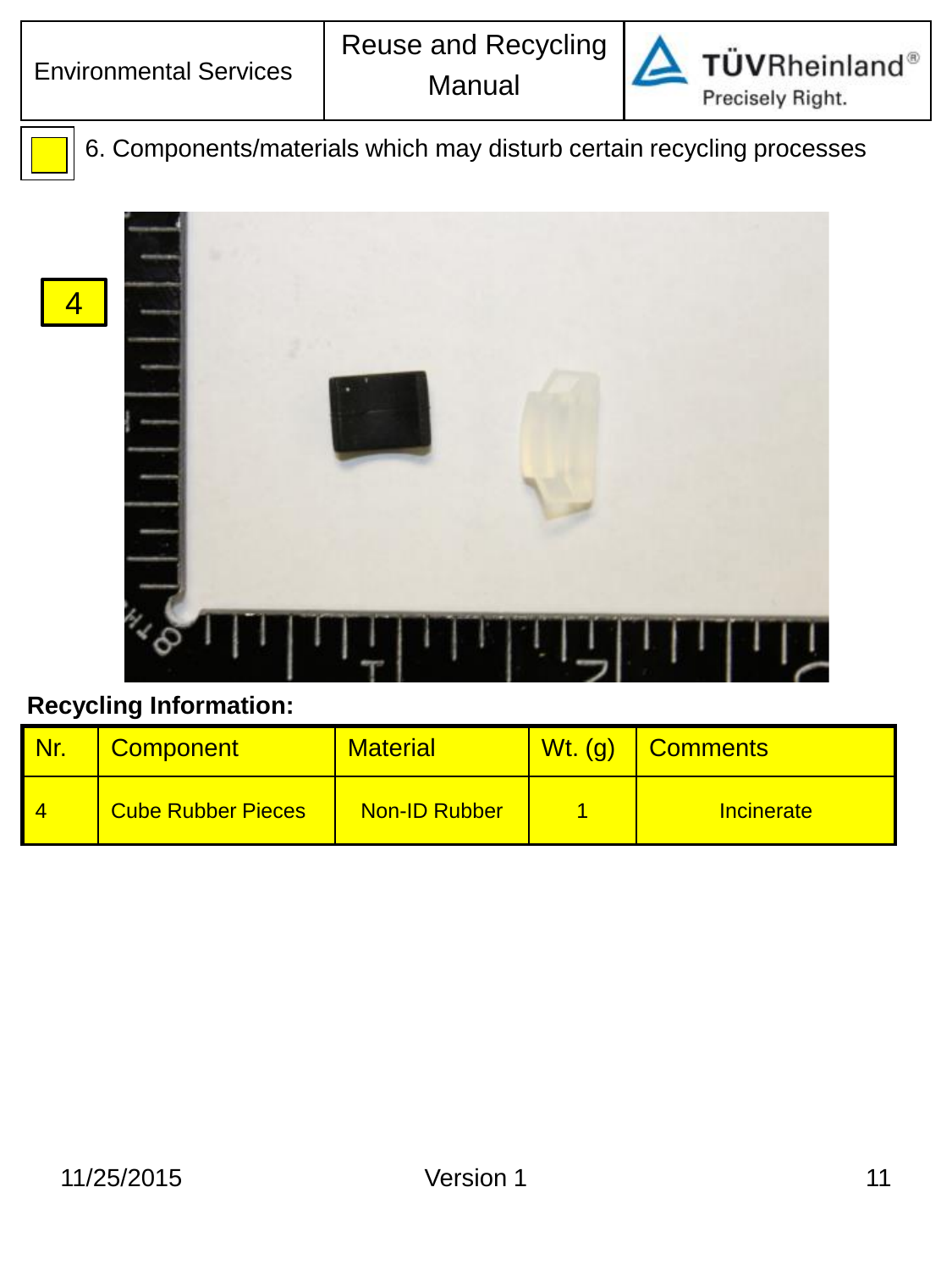6. Components/materials which may disturb certain recycling processes

4

**Recycling Information:**

| Nr. | Component | Material | Wt. (g) | Comments |
|---|---|---|---|---|
| 4 | Cube Rubber Pieces | Non-ID Rubber | 1 | Incinerate |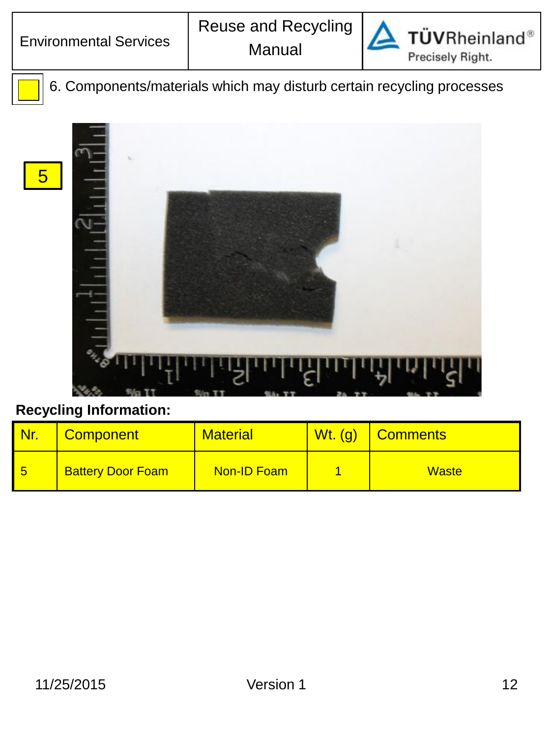| Environmental Services | Reuse and Recycling Manual | TÜVRheinland® Precisely Right. |
|---|---|---|

6. Components/materials which may disturb certain recycling processes

5

**Recycling Information:**

| Nr. | Component | Material | Wt. (g) | Comments |
|---|---|---|---|---|
| 5 | Battery Door Foam | Non-ID Foam | 1 | Waste |

11/25/2015 Version 1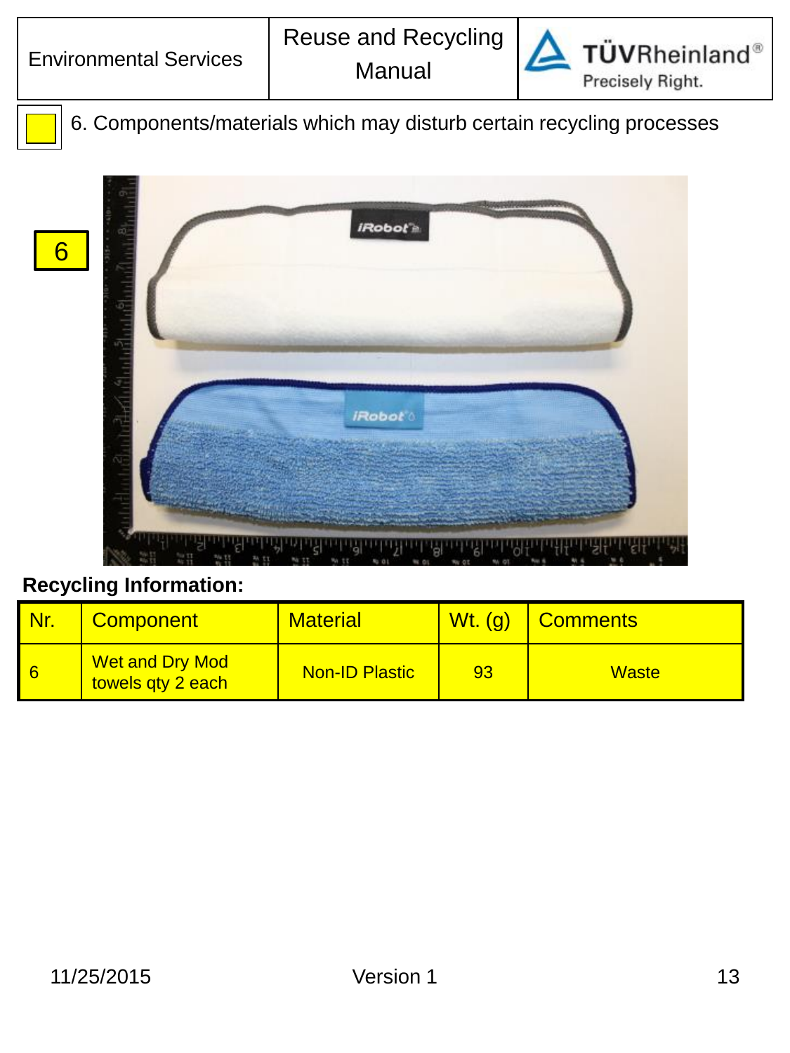6. Components/materials which may disturb certain recycling processes

6

**Recycling Information:**

| Nr. | Component | Material | Wt. (g) | Comments |
|---|---|---|---|---|
| 6 | Wet and Dry Mod towels qty 2 each | Non-ID Plastic | 93 | Waste |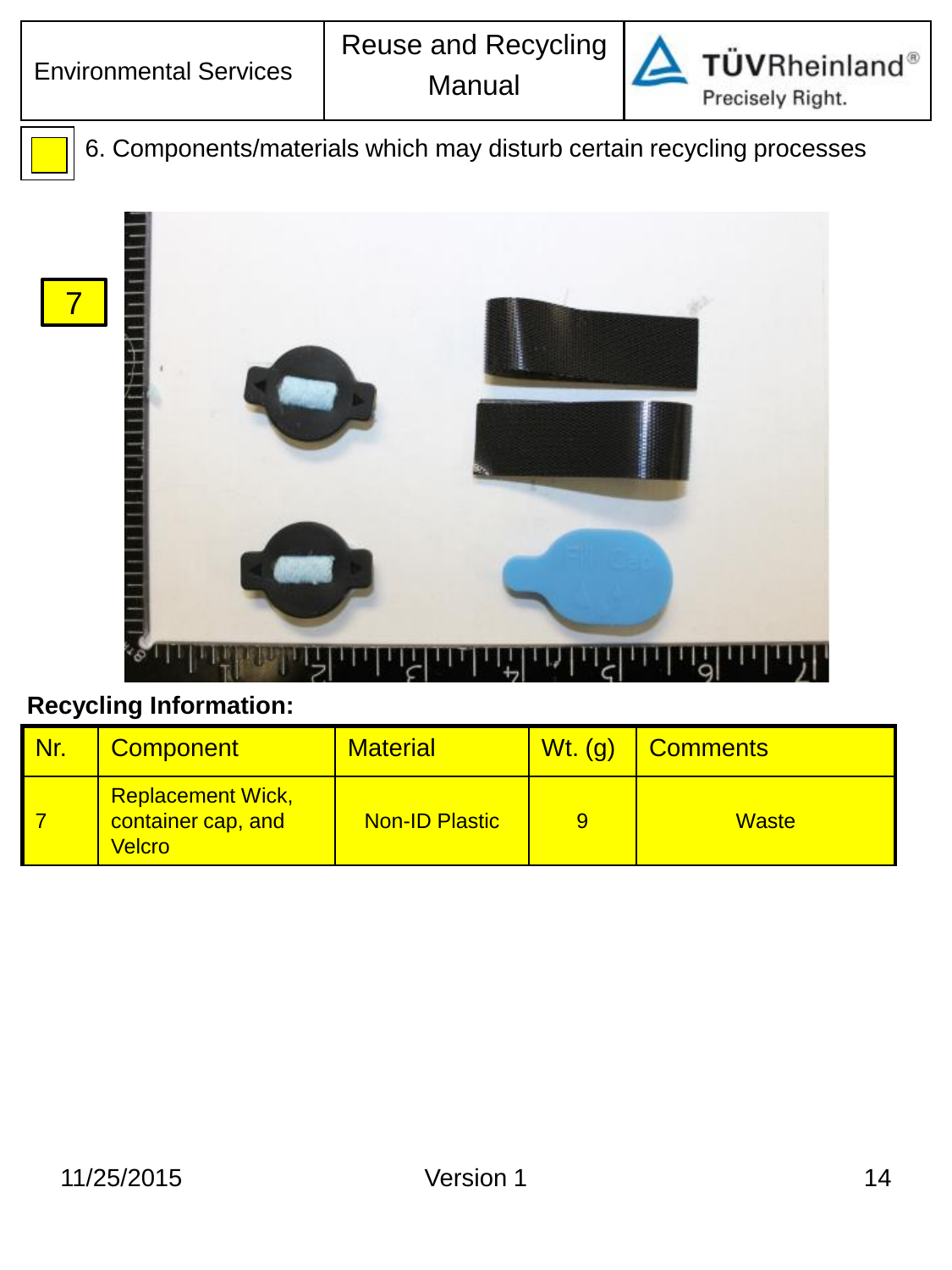6. Components/materials which may disturb certain recycling processes

7

**Recycling Information:**

| Nr. | Component | Material | Wt. (g) | Comments |
|---|---|---|---|---|
| 7 | Replacement Wick, container cap, and Velcro | Non-ID Plastic | 9 | Waste |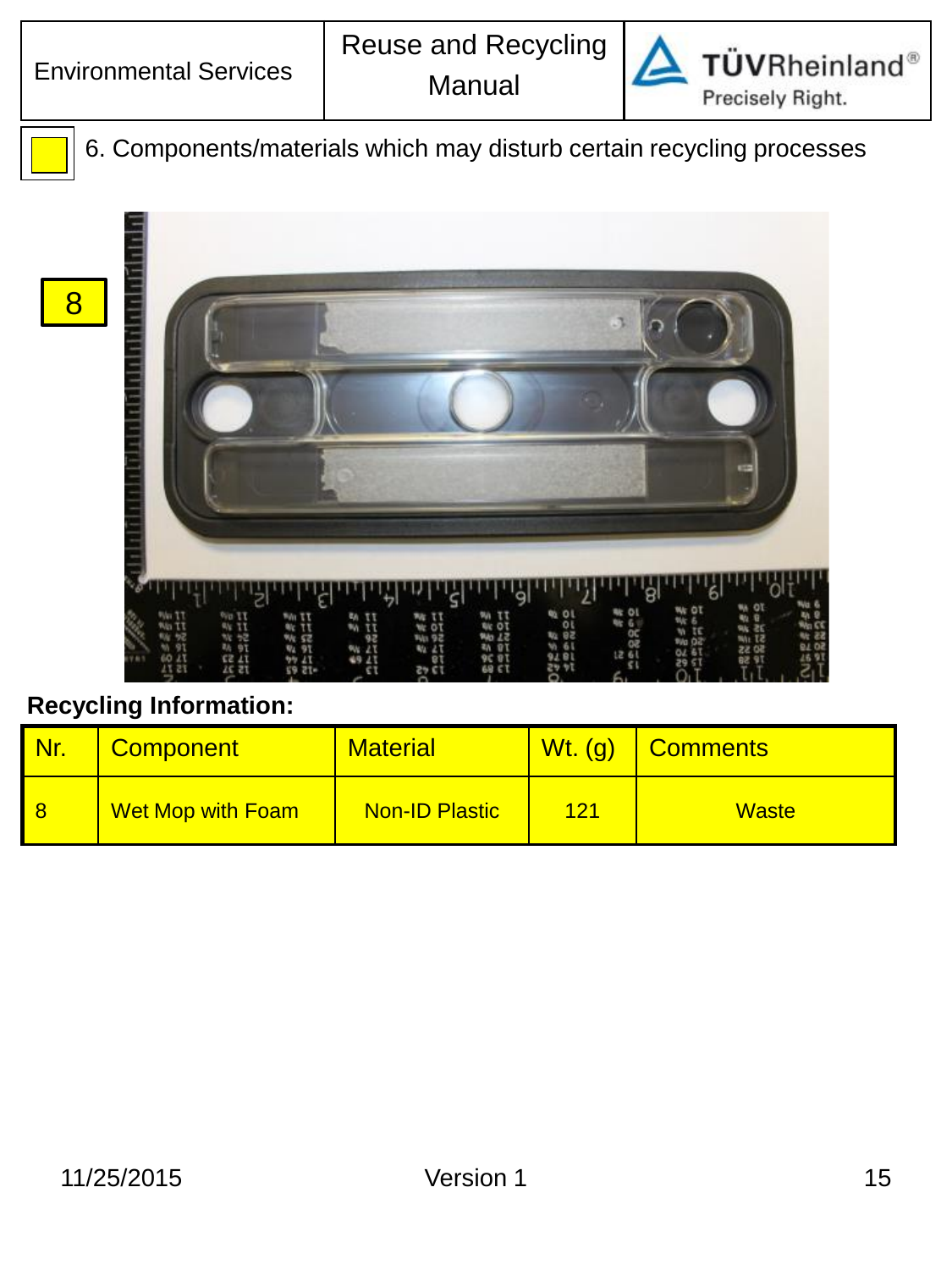6. Components/materials which may disturb certain recycling processes

8

**Recycling Information:**

| Nr. | Component | Material | Wt. (g) | Comments |
|---|---|---|---|---|
| 8 | Wet Mop with Foam | Non-ID Plastic | 121 | Waste |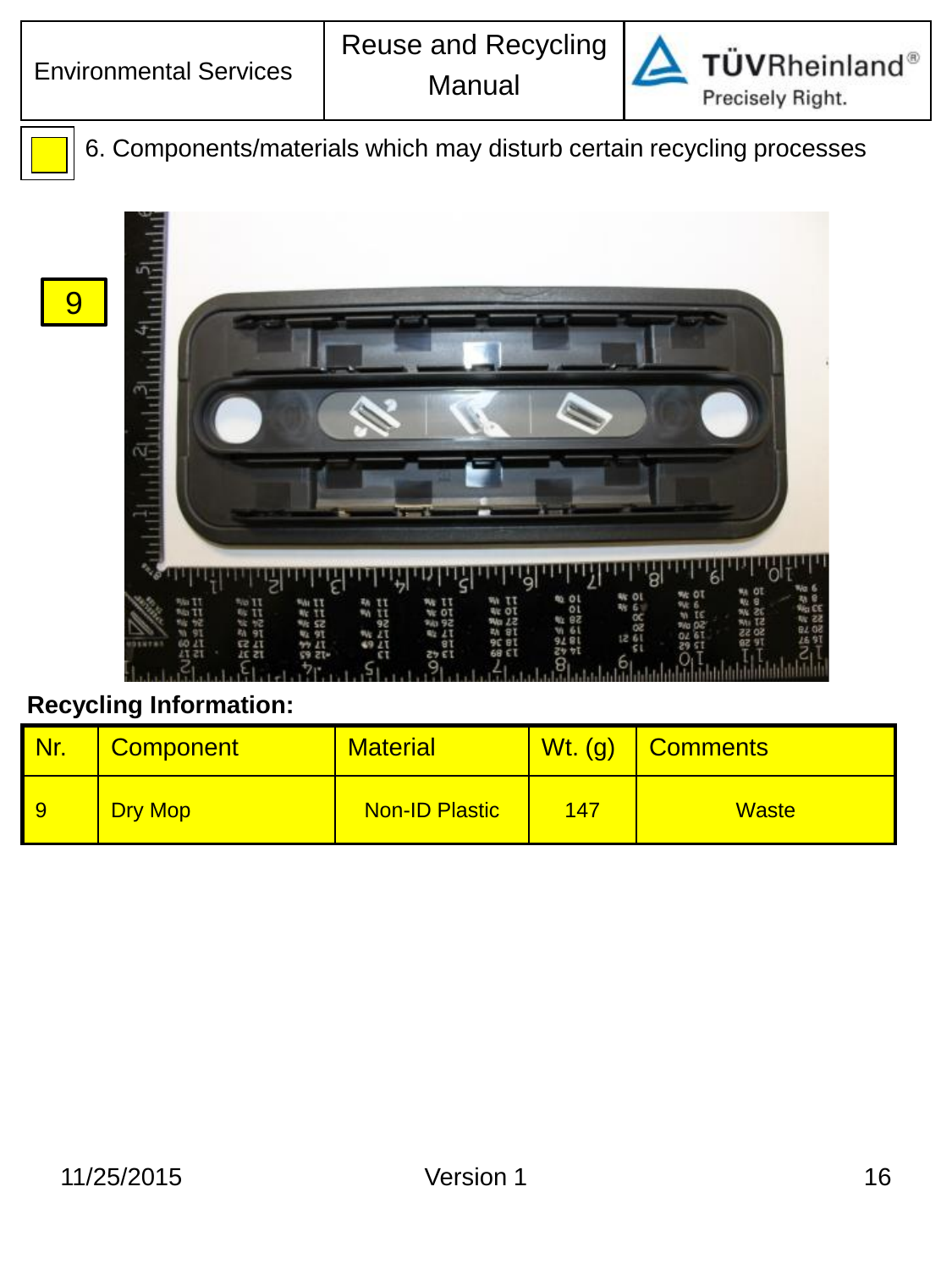Environmental Services | Reuse and Recycling Manual | TÜVRheinland® Precisely Right.

6. Components/materials which may disturb certain recycling processes

9

**Recycling Information:**

| Nr. | Component | Material | Wt. (g) | Comments |
| --- | --- | --- | --- | --- |
| 9 | Dry Mop | Non-ID Plastic | 147 | Waste |

11/25/2015 Version 1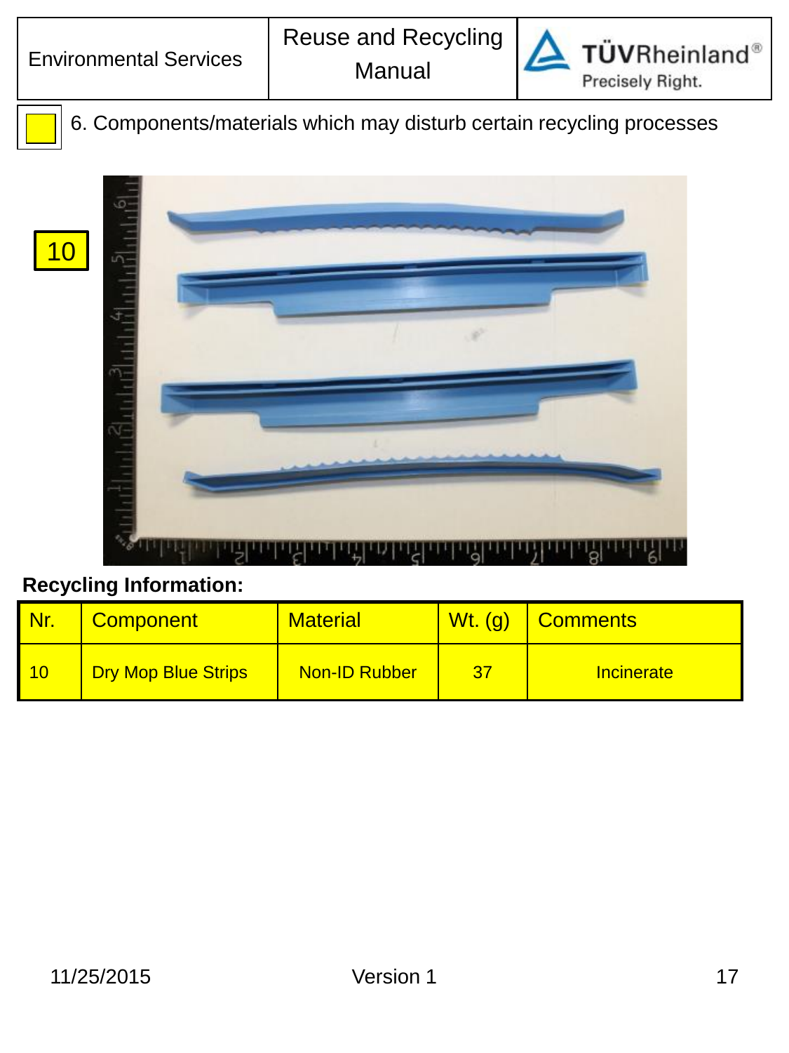6. Components/materials which may disturb certain recycling processes

10

**Recycling Information:**

| Nr. | Component | Material | Wt. (g) | Comments |
|---|---|---|---|---|
| 10 | Dry Mop Blue Strips | Non-ID Rubber | 37 | Incinerate |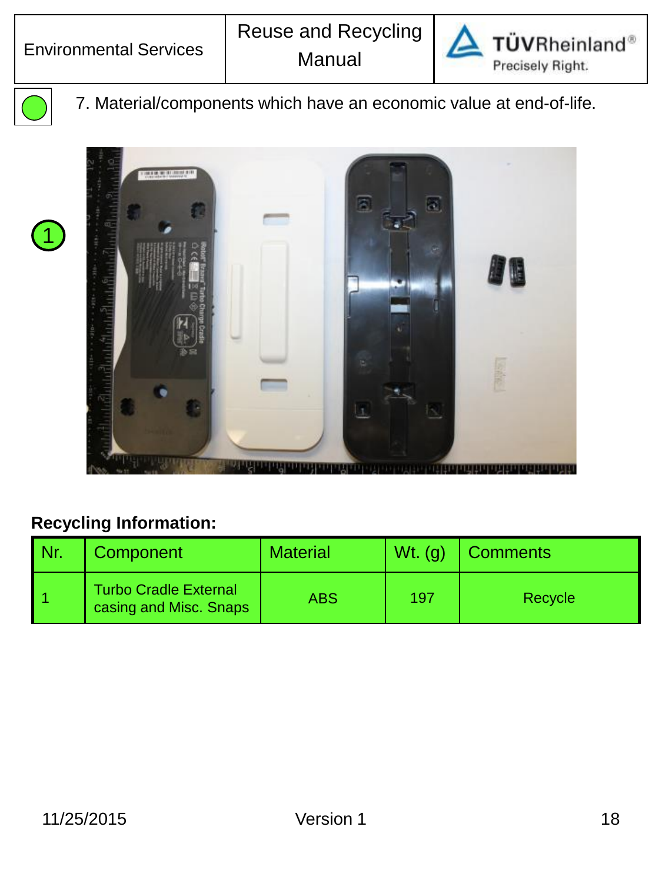7. Material/components which have an economic value at end-of-life.

1

**Recycling Information:**

| Nr. | Component | Material | Wt. (g) | Comments |
|---|---|---|---|---|
| 1 | Turbo Cradle External casing and Misc. Snaps | ABS | 197 | Recycle |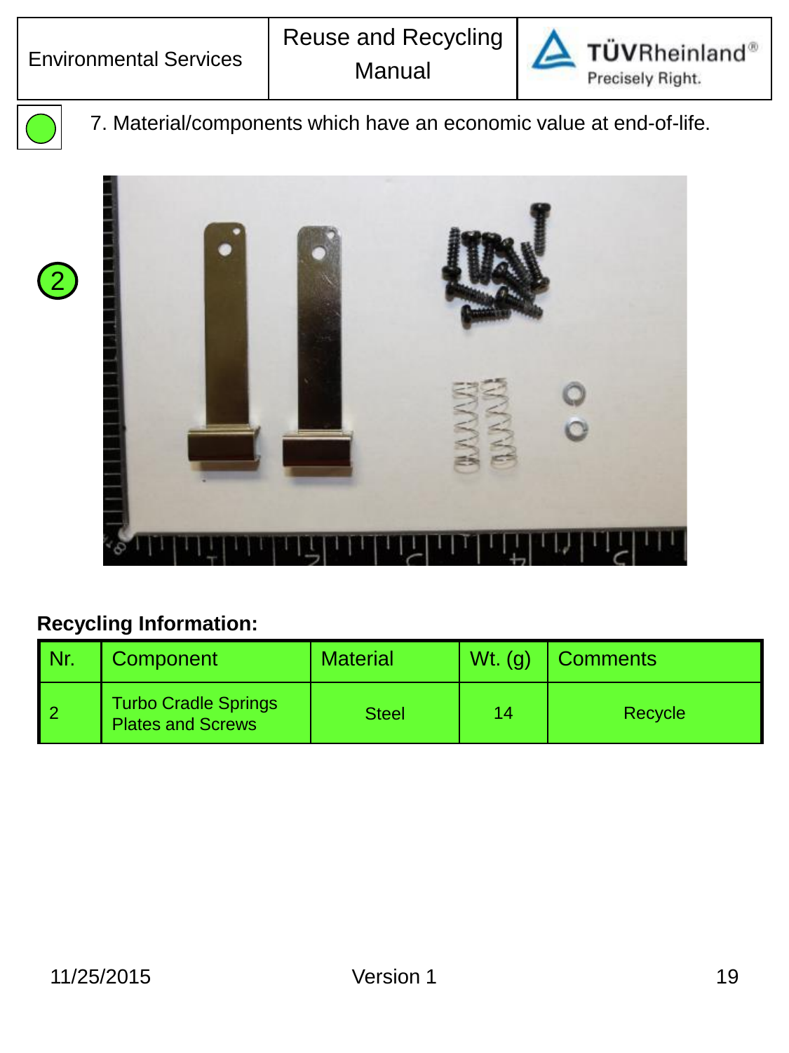7. Material/components which have an economic value at end-of-life.

2

**Recycling Information:**

| Nr. | Component | Material | Wt. (g) | Comments |
|---|---|---|---|---|
| 2 | Turbo Cradle Springs Plates and Screws | Steel | 14 | Recycle |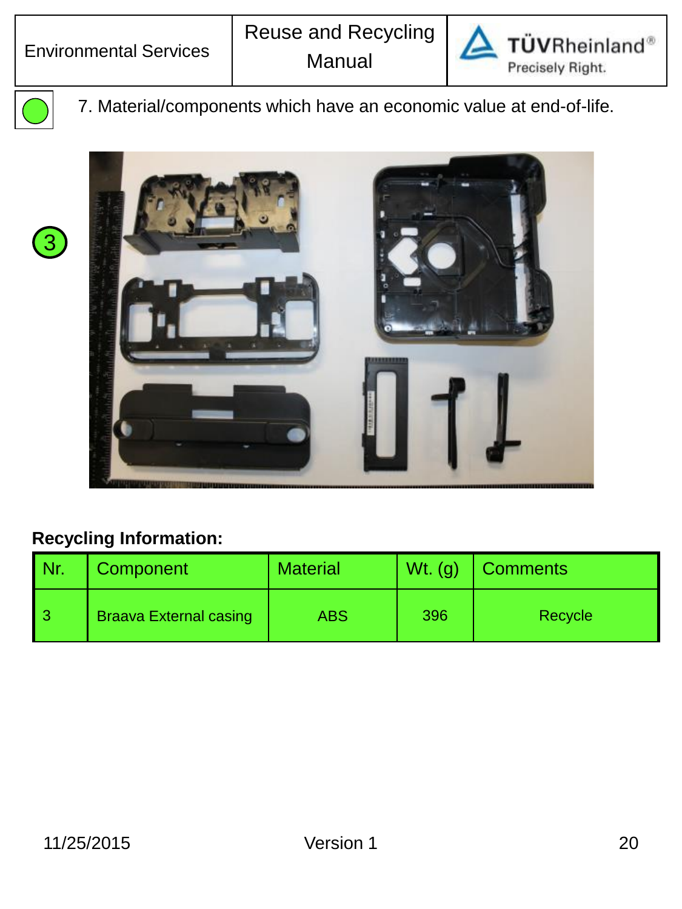7. Material/components which have an economic value at end-of-life.

3

**Recycling Information:**

| Nr. | Component | Material | Wt. (g) | Comments |
|---|---|---|---|---|
| 3 | Braava External casing | ABS | 396 | Recycle |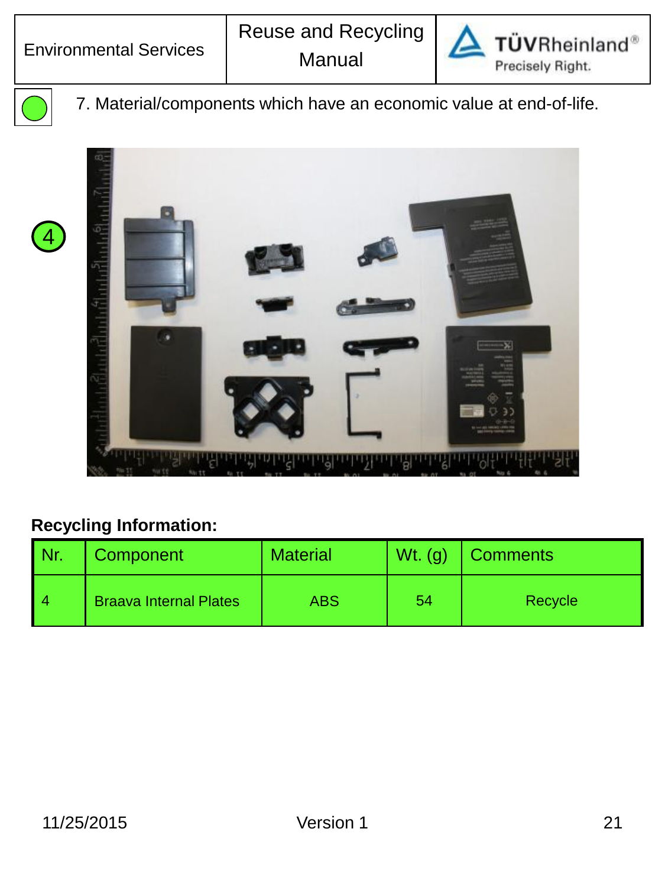7. Material/components which have an economic value at end-of-life.

4

**Recycling Information:**

| Nr. | Component | Material | Wt. (g) | Comments |
| --- | --- | --- | --- | --- |
| 4 | Braava Internal Plates | ABS | 54 | Recycle |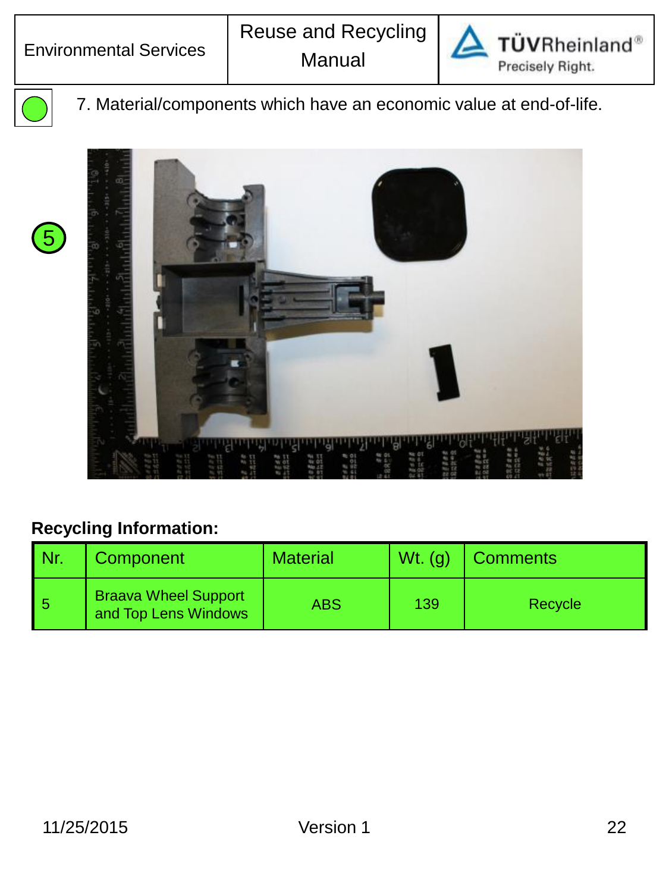7. Material/components which have an economic value at end-of-life.

5

**Recycling Information:**

| Nr. | Component | Material | Wt. (g) | Comments |
|---|---|---|---|---|
| 5 | Braava Wheel Support and Top Lens Windows | ABS | 139 | Recycle |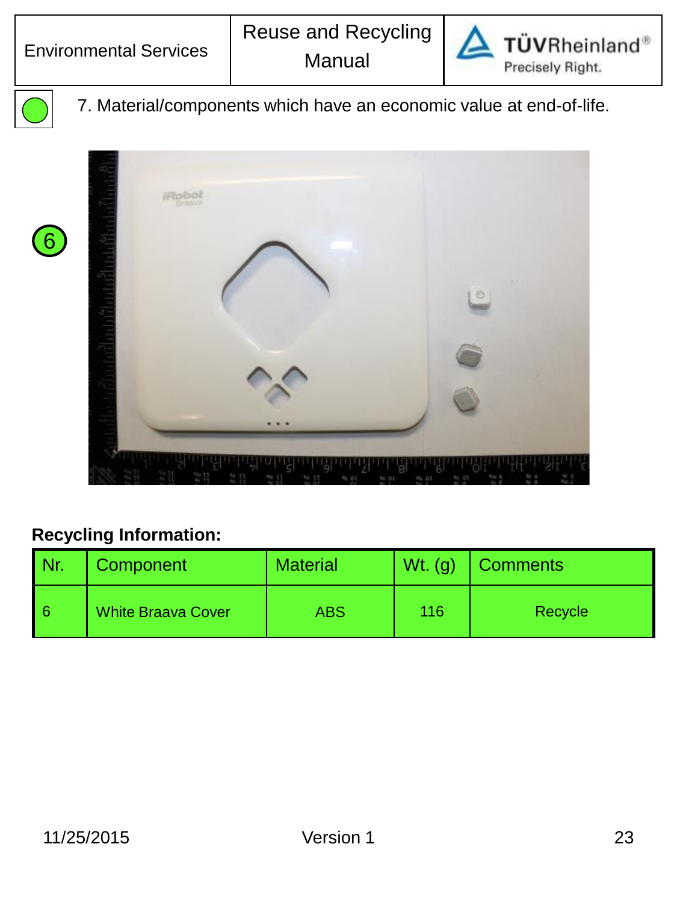7. Material/components which have an economic value at end-of-life.

6

**Recycling Information:**

| Nr. | Component | Material | Wt. (g) | Comments |
|---|---|---|---|---|
| 6 | White Braava Cover | ABS | 116 | Recycle |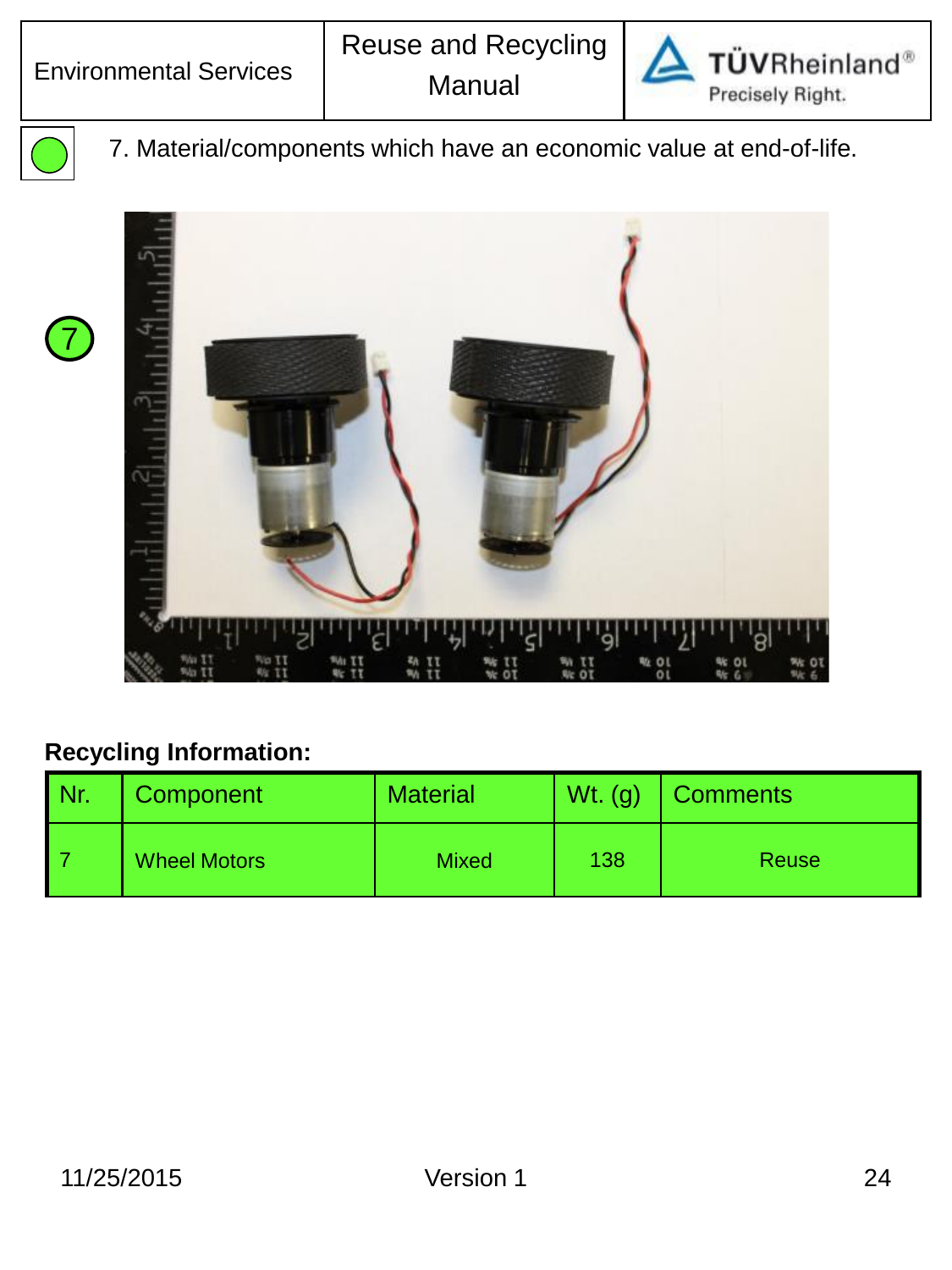7. Material/components which have an economic value at end-of-life.

7

**Recycling Information:**

| Nr. | Component | Material | Wt. (g) | Comments |
|---|---|---|---|---|
| 7 | Wheel Motors | Mixed | 138 | Reuse |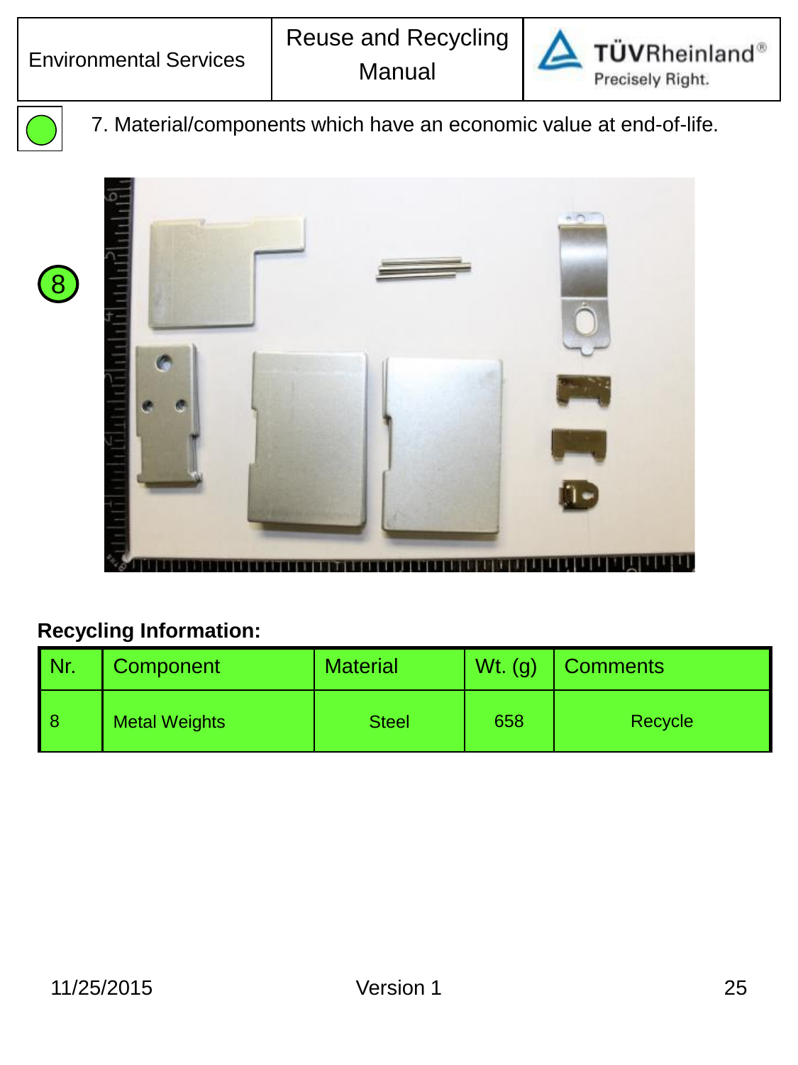7. Material/components which have an economic value at end-of-life.

8

**Recycling Information:**

| Nr. | Component | Material | Wt. (g) | Comments |
|---|---|---|---|---|
| 8 | Metal Weights | Steel | 658 | Recycle |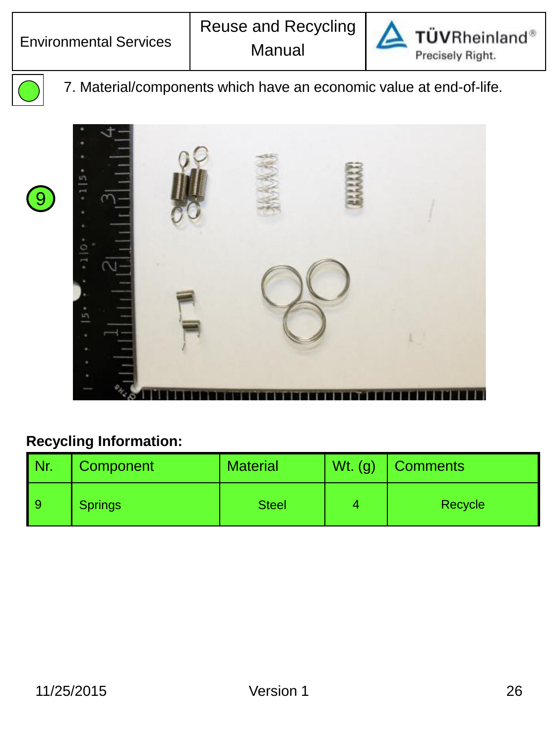7. Material/components which have an economic value at end-of-life.

9

**Recycling Information:**

| Nr. | Component | Material | Wt. (g) | Comments |
|---|---|---|---|---|
| 9 | Springs | Steel | 4 | Recycle |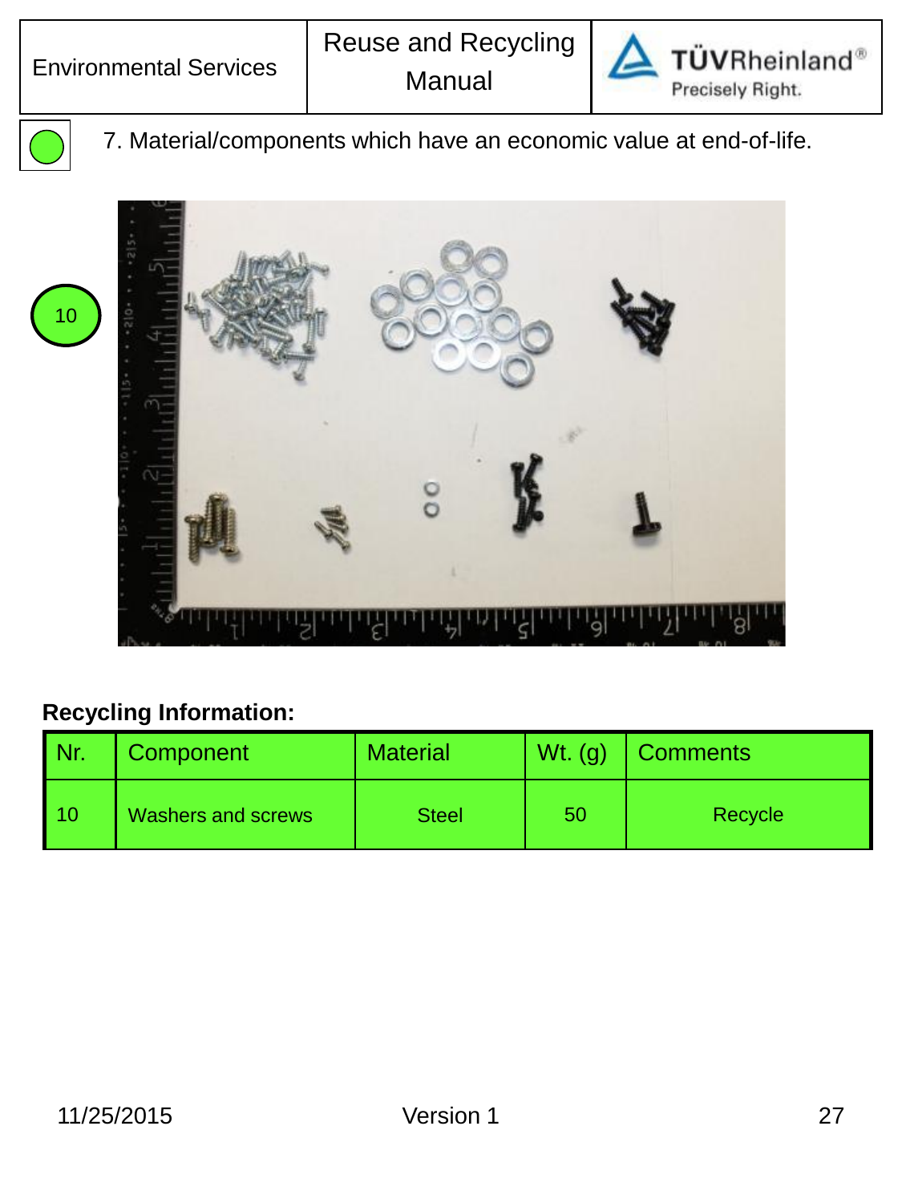7. Material/components which have an economic value at end-of-life.

10

**Recycling Information:**

| Nr. | Component | Material | Wt. (g) | Comments |
|---|---|---|---|---|
| 10 | Washers and screws | Steel | 50 | Recycle |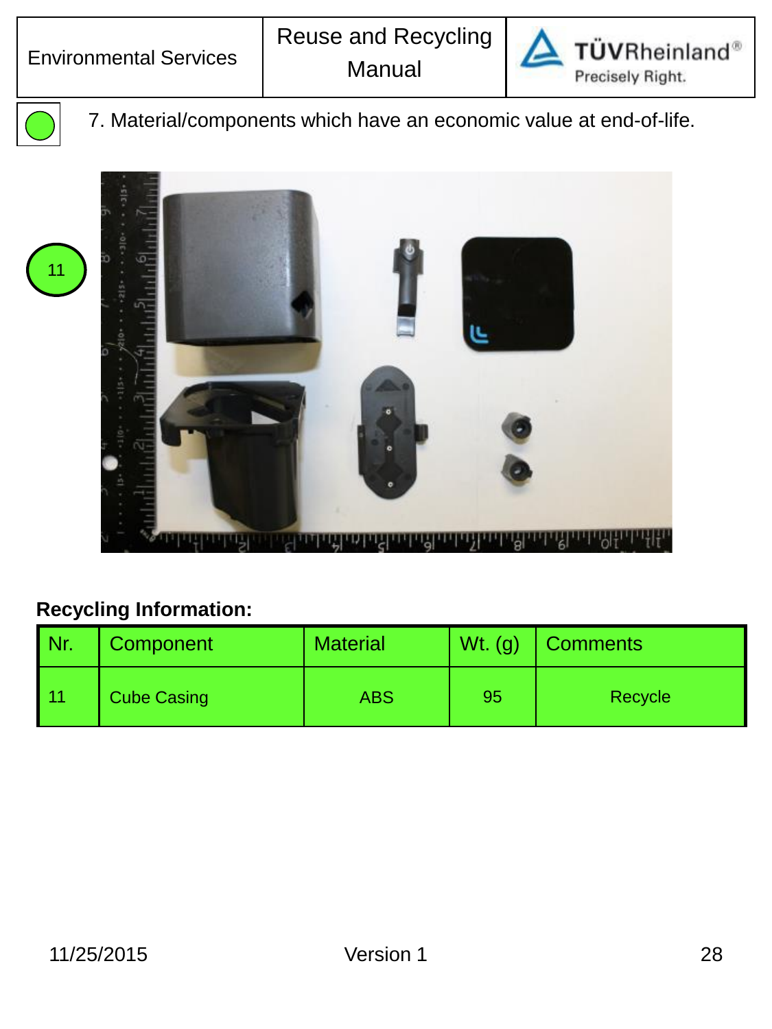7. Material/components which have an economic value at end-of-life.

11

**Recycling Information:**

| Nr. | Component | Material | Wt. (g) | Comments |
| --- | --- | --- | --- | --- |
| 11 | Cube Casing | ABS | 95 | Recycle |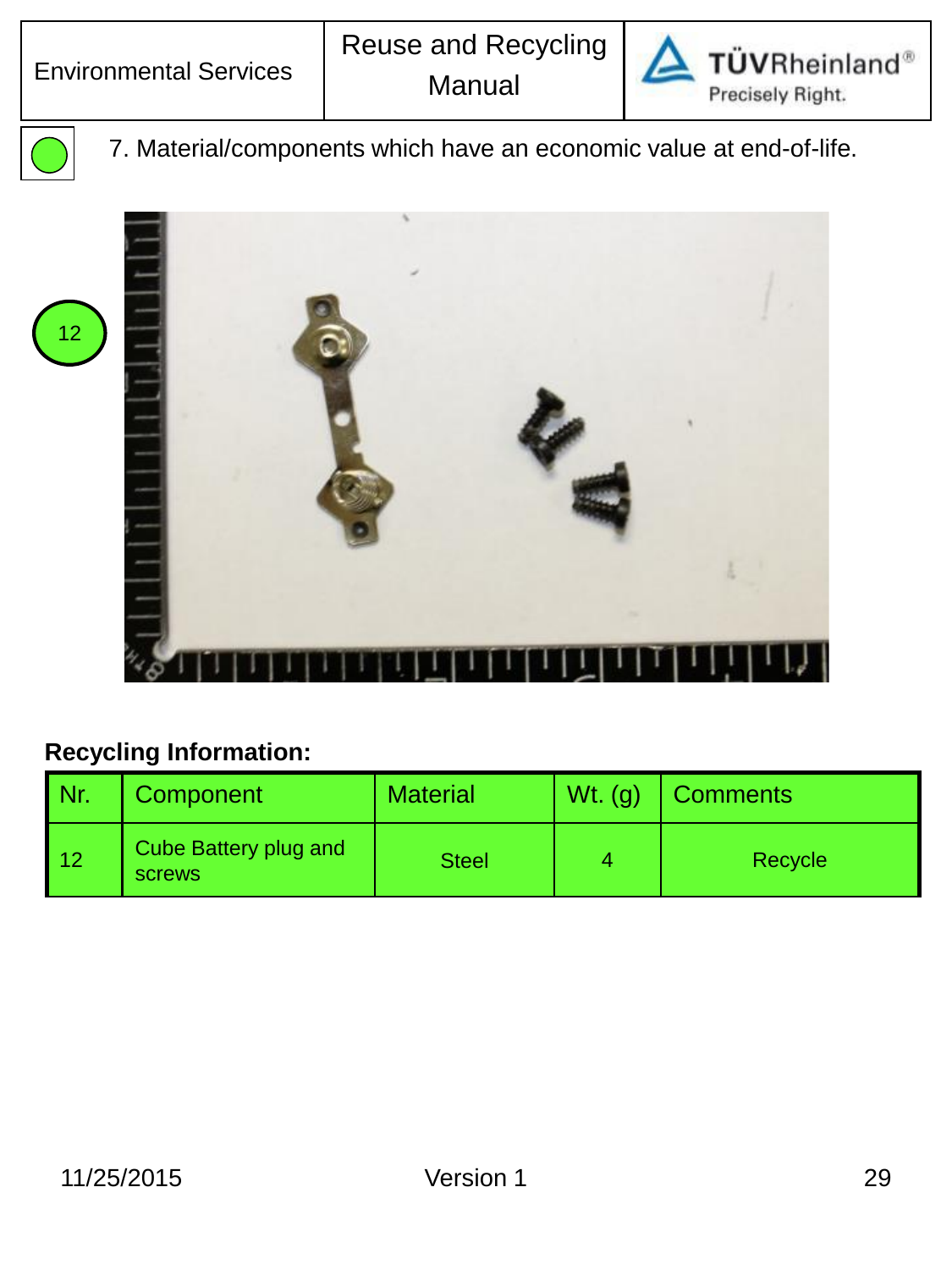7. Material/components which have an economic value at end-of-life.

12

**Recycling Information:**

| Nr. | Component | Material | Wt. (g) | Comments |
|---|---|---|---|---|
| 12 | Cube Battery plug and screws | Steel | 4 | Recycle |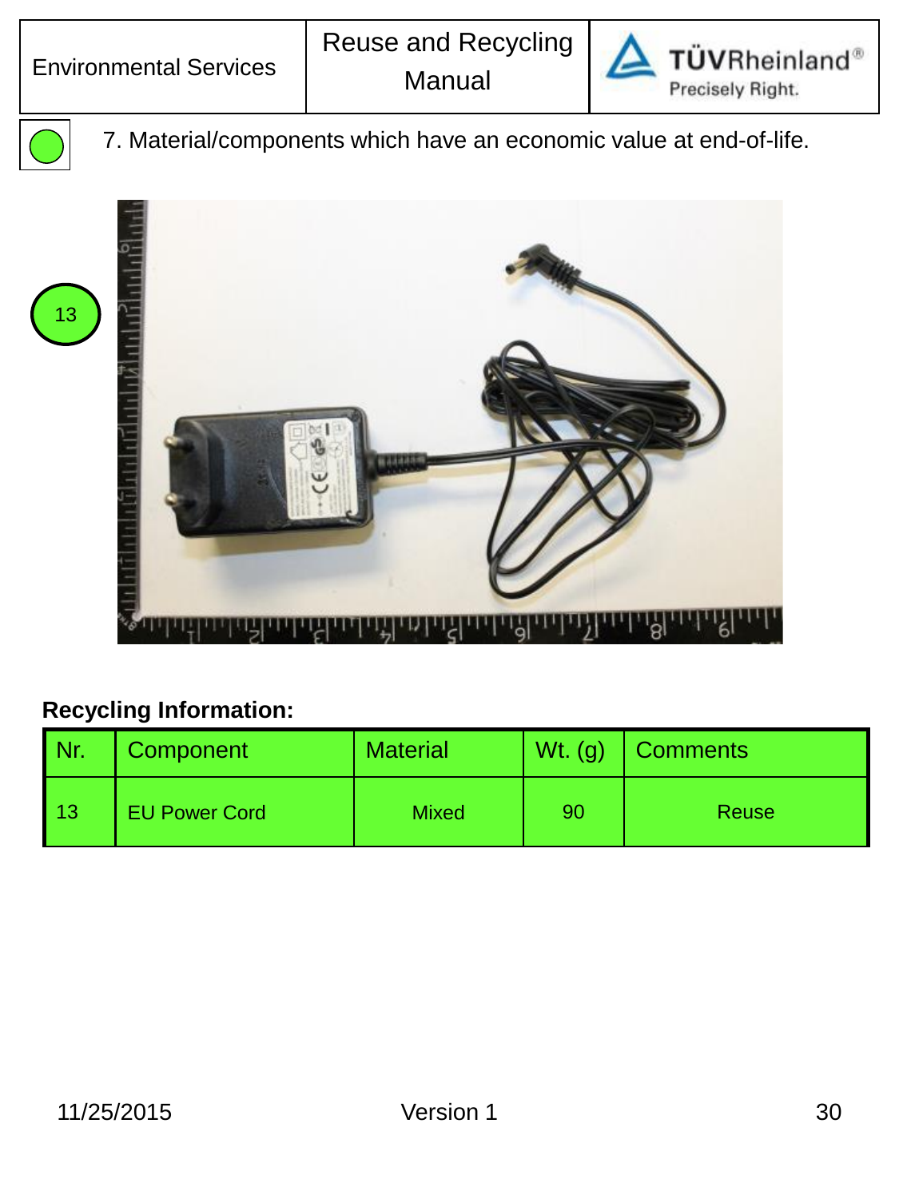7. Material/components which have an economic value at end-of-life.

13

**Recycling Information:**

| Nr. | Component | Material | Wt. (g) | Comments |
| --- | --- | --- | --- | --- |
| 13 | EU Power Cord | Mixed | 90 | Reuse |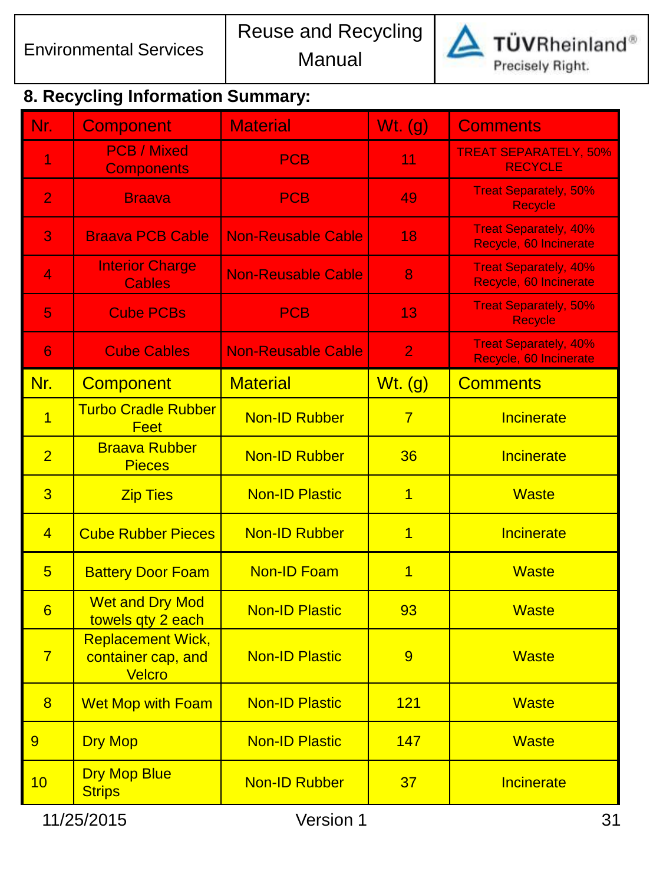## 8. Recycling Information Summary:

| Nr. | Component | Material | Wt. (g) | Comments |
|---|---|---|---|---|
| 1 | PCB / Mixed Components | PCB | 11 | TREAT SEPARATELY, 50% RECYCLE |
| 2 | Braava | PCB | 49 | Treat Separately, 50% Recycle |
| 3 | Braava PCB Cable | Non-Reusable Cable | 18 | Treat Separately, 40% Recycle, 60 Incinerate |
| 4 | Interior Charge Cables | Non-Reusable Cable | 8 | Treat Separately, 40% Recycle, 60 Incinerate |
| 5 | Cube PCBs | PCB | 13 | Treat Separately, 50% Recycle |
| 6 | Cube Cables | Non-Reusable Cable | 2 | Treat Separately, 40% Recycle, 60 Incinerate |

| Nr. | Component | Material | Wt. (g) | Comments |
|---|---|---|---|---|
| 1 | Turbo Cradle Rubber Feet | Non-ID Rubber | 7 | Incinerate |
| 2 | Braava Rubber Pieces | Non-ID Rubber | 36 | Incinerate |
| 3 | Zip Ties | Non-ID Plastic | 1 | Waste |
| 4 | Cube Rubber Pieces | Non-ID Rubber | 1 | Incinerate |
| 5 | Battery Door Foam | Non-ID Foam | 1 | Waste |
| 6 | Wet and Dry Mod towels qty 2 each | Non-ID Plastic | 93 | Waste |
| 7 | Replacement Wick, container cap, and Velcro | Non-ID Plastic | 9 | Waste |
| 8 | Wet Mop with Foam | Non-ID Plastic | 121 | Waste |
| 9 | Dry Mop | Non-ID Plastic | 147 | Waste |
| 10 | Dry Mop Blue Strips | Non-ID Rubber | 37 | Incinerate |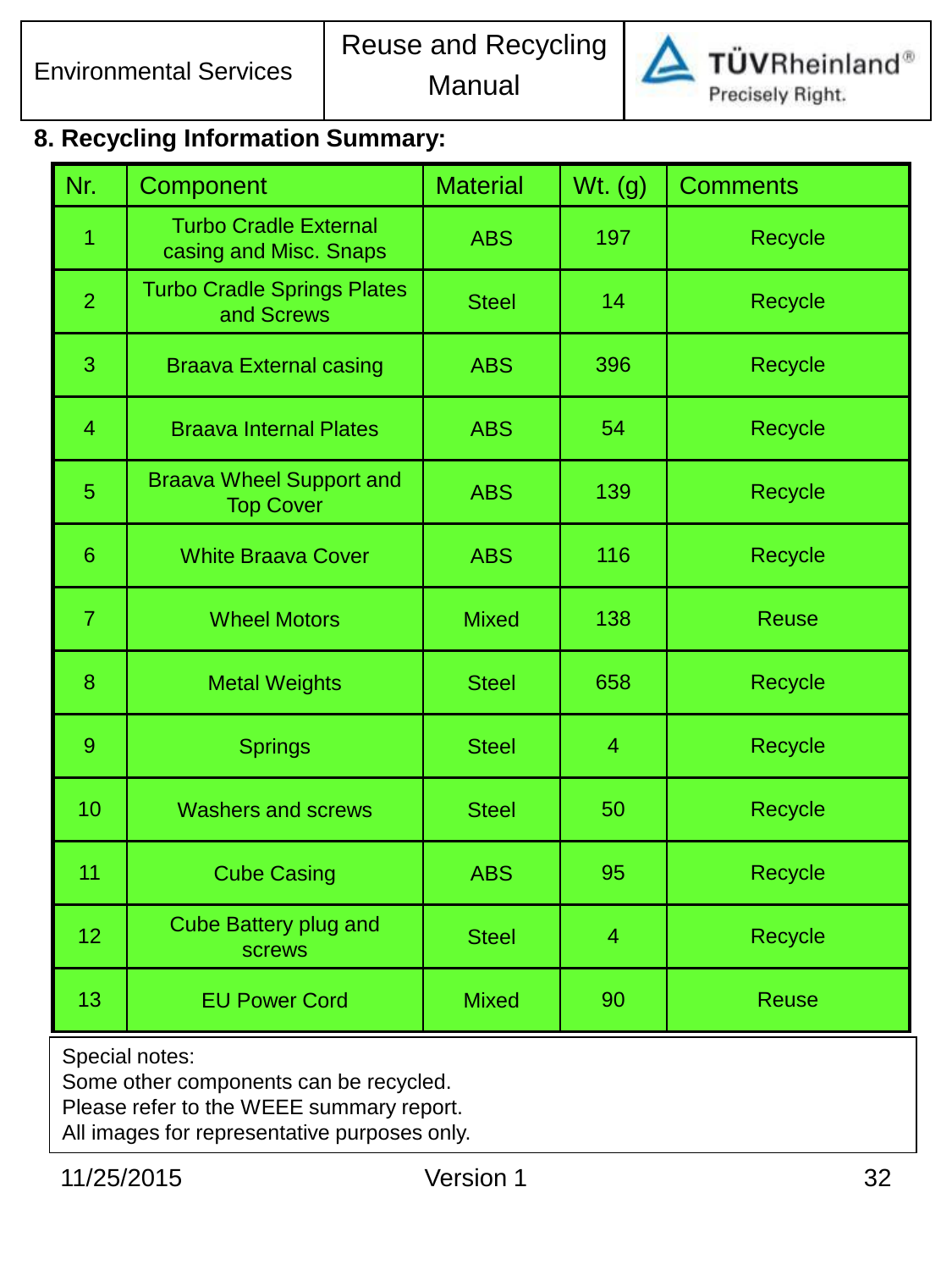## 8. Recycling Information Summary:

| Nr. | Component | Material | Wt. (g) | Comments |
|---|---|---|---|---|
| 1 | Turbo Cradle External casing and Misc. Snaps | ABS | 197 | Recycle |
| 2 | Turbo Cradle Springs Plates and Screws | Steel | 14 | Recycle |
| 3 | Braava External casing | ABS | 396 | Recycle |
| 4 | Braava Internal Plates | ABS | 54 | Recycle |
| 5 | Braava Wheel Support and Top Cover | ABS | 139 | Recycle |
| 6 | White Braava Cover | ABS | 116 | Recycle |
| 7 | Wheel Motors | Mixed | 138 | Reuse |
| 8 | Metal Weights | Steel | 658 | Recycle |
| 9 | Springs | Steel | 4 | Recycle |
| 10 | Washers and screws | Steel | 50 | Recycle |
| 11 | Cube Casing | ABS | 95 | Recycle |
| 12 | Cube Battery plug and screws | Steel | 4 | Recycle |
| 13 | EU Power Cord | Mixed | 90 | Reuse |

Special notes:
Some other components can be recycled.
Please refer to the WEEE summary report.
All images for representative purposes only.